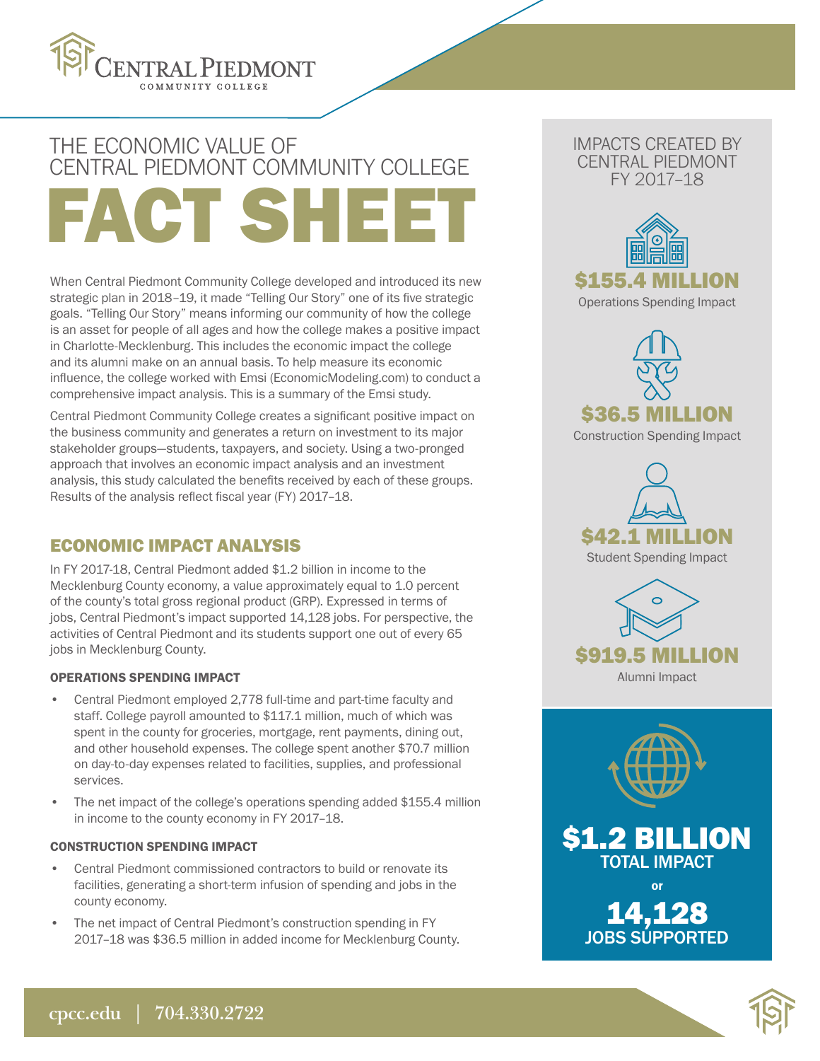# THE ECONOMIC VALUE OF CENTRAL PIEDMONT COMMUNITY COLLEGE

# FACT SHEET

When Central Piedmont Community College developed and introduced its new strategic plan in 2018–19, it made "Telling Our Story" one of its five strategic goals. "Telling Our Story" means informing our community of how the college is an asset for people of all ages and how the college makes a positive impact in Charlotte-Mecklenburg. This includes the economic impact the college and its alumni make on an annual basis. To help measure its economic influence, the college worked with Emsi (EconomicModeling.com) to conduct a comprehensive impact analysis. This is a summary of the Emsi study.

Central Piedmont Community College creates a significant positive impact on the business community and generates a return on investment to its major stakeholder groups—students, taxpayers, and society. Using a two-pronged approach that involves an economic impact analysis and an investment analysis, this study calculated the benefits received by each of these groups. Results of the analysis reflect fiscal year (FY) 2017–18.

## ECONOMIC IMPACT ANALYSIS

In FY 2017-18, Central Piedmont added $1.2 billion in income to the Mecklenburg County economy, a value approximately equal to 1.0 percent of the county's total gross regional product (GRP). Expressed in terms of jobs, Central Piedmont's impact supported 14,128 jobs. For perspective, the activities of Central Piedmont and its students support one out of every 65 jobs in Mecklenburg County.

### OPERATIONS SPENDING IMPACT

- Central Piedmont employed 2,778 full-time and part-time faculty and staff. College payroll amounted to $117.1 million, much of which was spent in the county for groceries, mortgage, rent payments, dining out, and other household expenses. The college spent another $70.7 million on day-to-day expenses related to facilities, supplies, and professional services.
- The net impact of the college's operations spending added $155.4 million in income to the county economy in FY 2017–18.

### CONSTRUCTION SPENDING IMPACT

- Central Piedmont commissioned contractors to build or renovate its facilities, generating a short-term infusion of spending and jobs in the county economy.
- The net impact of Central Piedmont's construction spending in FY 2017–18 was $36.5 million in added income for Mecklenburg County.

## IMPACTS CREATED BY CENTRAL PIEDMONT FY 2017–18

**$155.4 MILLION**
Operations Spending Impact

**$36.5 MILLION**
Construction Spending Impact

**$42.1 MILLION**
Student Spending Impact

**$919.5 MILLION**
Alumni Impact

**$1.2 BILLION**
**TOTAL IMPACT**

or

**14,128**
**JOBS SUPPORTED**

cpcc.edu | 704.330.2722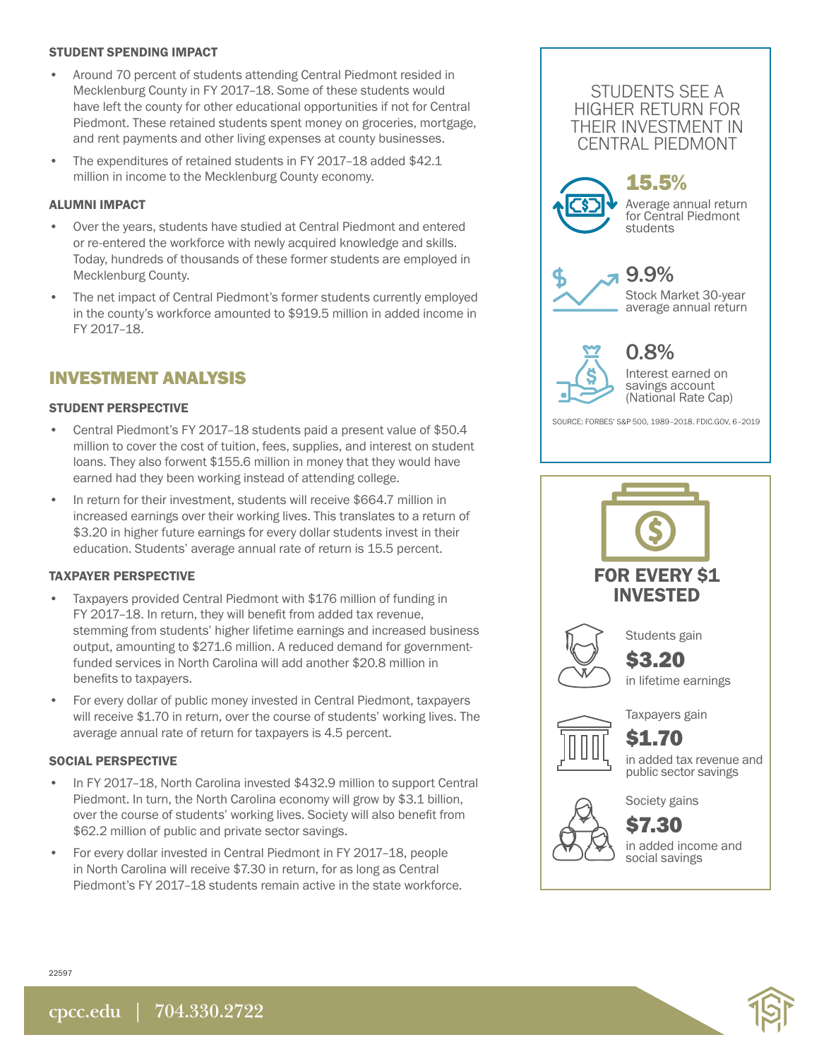### STUDENT SPENDING IMPACT

- Around 70 percent of students attending Central Piedmont resided in Mecklenburg County in FY 2017–18. Some of these students would have left the county for other educational opportunities if not for Central Piedmont. These retained students spent money on groceries, mortgage, and rent payments and other living expenses at county businesses.
- The expenditures of retained students in FY 2017–18 added $42.1 million in income to the Mecklenburg County economy.

### ALUMNI IMPACT

- Over the years, students have studied at Central Piedmont and entered or re-entered the workforce with newly acquired knowledge and skills. Today, hundreds of thousands of these former students are employed in Mecklenburg County.
- The net impact of Central Piedmont's former students currently employed in the county's workforce amounted to $919.5 million in added income in FY 2017–18.

## INVESTMENT ANALYSIS

### STUDENT PERSPECTIVE

- Central Piedmont's FY 2017–18 students paid a present value of $50.4 million to cover the cost of tuition, fees, supplies, and interest on student loans. They also forwent $155.6 million in money that they would have earned had they been working instead of attending college.
- In return for their investment, students will receive $664.7 million in increased earnings over their working lives. This translates to a return of $3.20 in higher future earnings for every dollar students invest in their education. Students' average annual rate of return is 15.5 percent.

### TAXPAYER PERSPECTIVE

- Taxpayers provided Central Piedmont with $176 million of funding in FY 2017–18. In return, they will benefit from added tax revenue, stemming from students' higher lifetime earnings and increased business output, amounting to $271.6 million. A reduced demand for government-funded services in North Carolina will add another $20.8 million in benefits to taxpayers.
- For every dollar of public money invested in Central Piedmont, taxpayers will receive $1.70 in return, over the course of students' working lives. The average annual rate of return for taxpayers is 4.5 percent.

### SOCIAL PERSPECTIVE

- In FY 2017–18, North Carolina invested $432.9 million to support Central Piedmont. In turn, the North Carolina economy will grow by $3.1 billion, over the course of students' working lives. Society will also benefit from $62.2 million of public and private sector savings.
- For every dollar invested in Central Piedmont in FY 2017–18, people in North Carolina will receive $7.30 in return, for as long as Central Piedmont's FY 2017–18 students remain active in the state workforce.

STUDENTS SEE A HIGHER RETURN FOR THEIR INVESTMENT IN CENTRAL PIEDMONT

**15.5%**
Average annual return for Central Piedmont students

**9.9%**
Stock Market 30-year average annual return

**0.8%**
Interest earned on savings account (National Rate Cap)

SOURCE: FORBES' S&P 500, 1989–2018. FDIC.GOV, 6–2019

**FOR EVERY $1 INVESTED**

Students gain
**$3.20**
in lifetime earnings

Taxpayers gain
**$1.70**
in added tax revenue and public sector savings

Society gains
**$7.30**
in added income and social savings

22597

cpcc.edu | 704.330.2722